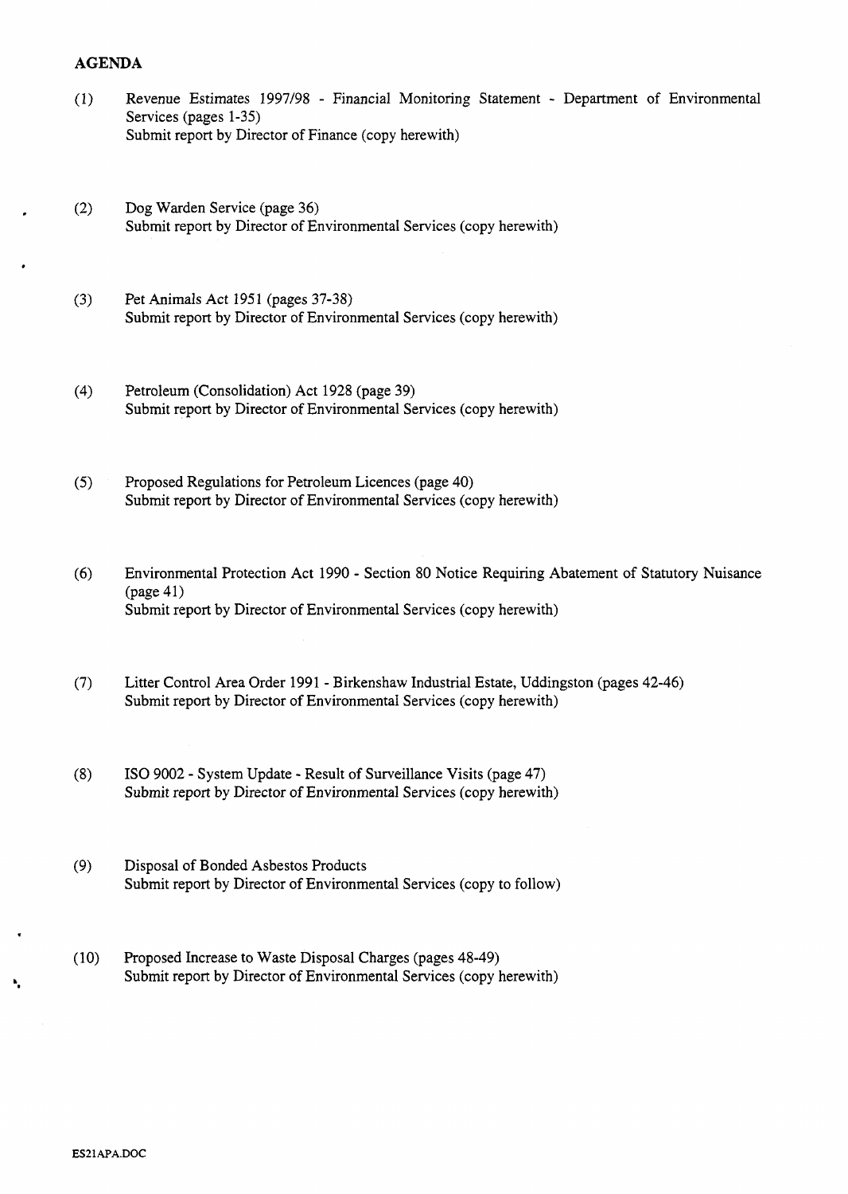**AGENDA**

(1) Revenue Estimates 1997/98 - Financial Monitoring Statement - Department of Environmental Services (pages 1-35)
Submit report by Director of Finance (copy herewith)

(2) Dog Warden Service (page 36)
Submit report by Director of Environmental Services (copy herewith)

(3) Pet Animals Act 1951 (pages 37-38)
Submit report by Director of Environmental Services (copy herewith)

(4) Petroleum (Consolidation) Act 1928 (page 39)
Submit report by Director of Environmental Services (copy herewith)

(5) Proposed Regulations for Petroleum Licences (page 40)
Submit report by Director of Environmental Services (copy herewith)

(6) Environmental Protection Act 1990 - Section 80 Notice Requiring Abatement of Statutory Nuisance (page 41)
Submit report by Director of Environmental Services (copy herewith)

(7) Litter Control Area Order 1991 - Birkenshaw Industrial Estate, Uddingston (pages 42-46)
Submit report by Director of Environmental Services (copy herewith)

(8) ISO 9002 - System Update - Result of Surveillance Visits (page 47)
Submit report by Director of Environmental Services (copy herewith)

(9) Disposal of Bonded Asbestos Products
Submit report by Director of Environmental Services (copy to follow)

(10) Proposed Increase to Waste Disposal Charges (pages 48-49)
Submit report by Director of Environmental Services (copy herewith)

ES21APA.DOC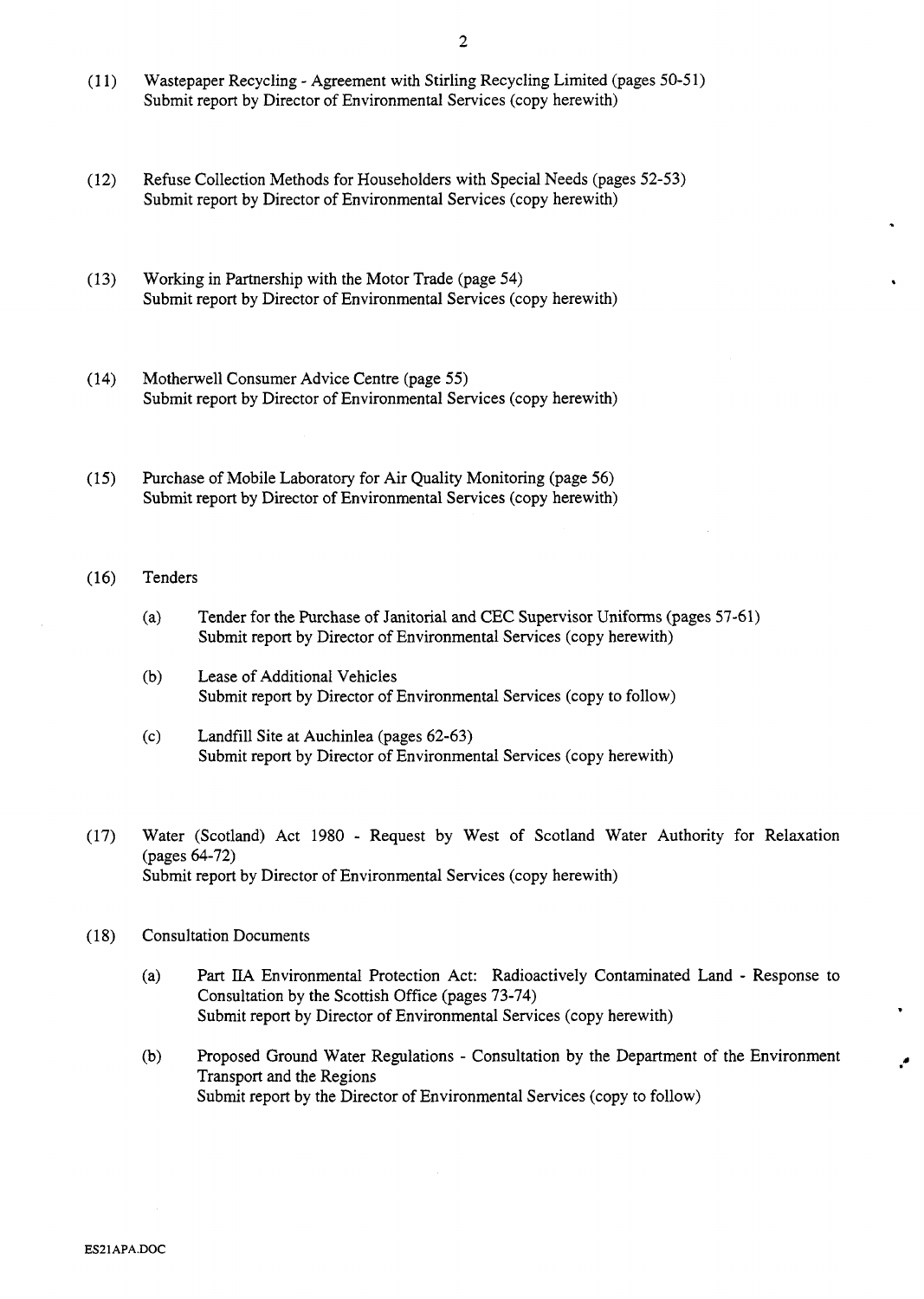(11) Wastepaper Recycling - Agreement with Stirling Recycling Limited (pages 50-51)
Submit report by Director of Environmental Services (copy herewith)

(12) Refuse Collection Methods for Householders with Special Needs (pages 52-53)
Submit report by Director of Environmental Services (copy herewith)

(13) Working in Partnership with the Motor Trade (page 54)
Submit report by Director of Environmental Services (copy herewith)

(14) Motherwell Consumer Advice Centre (page 55)
Submit report by Director of Environmental Services (copy herewith)

(15) Purchase of Mobile Laboratory for Air Quality Monitoring (page 56)
Submit report by Director of Environmental Services (copy herewith)

(16) Tenders

(a) Tender for the Purchase of Janitorial and CEC Supervisor Uniforms (pages 57-61)
Submit report by Director of Environmental Services (copy herewith)

(b) Lease of Additional Vehicles
Submit report by Director of Environmental Services (copy to follow)

(c) Landfill Site at Auchinlea (pages 62-63)
Submit report by Director of Environmental Services (copy herewith)

(17) Water (Scotland) Act 1980 - Request by West of Scotland Water Authority for Relaxation (pages 64-72)
Submit report by Director of Environmental Services (copy herewith)

(18) Consultation Documents

(a) Part IIA Environmental Protection Act: Radioactively Contaminated Land - Response to Consultation by the Scottish Office (pages 73-74)
Submit report by Director of Environmental Services (copy herewith)

(b) Proposed Ground Water Regulations - Consultation by the Department of the Environment Transport and the Regions
Submit report by the Director of Environmental Services (copy to follow)

ES21APA.DOC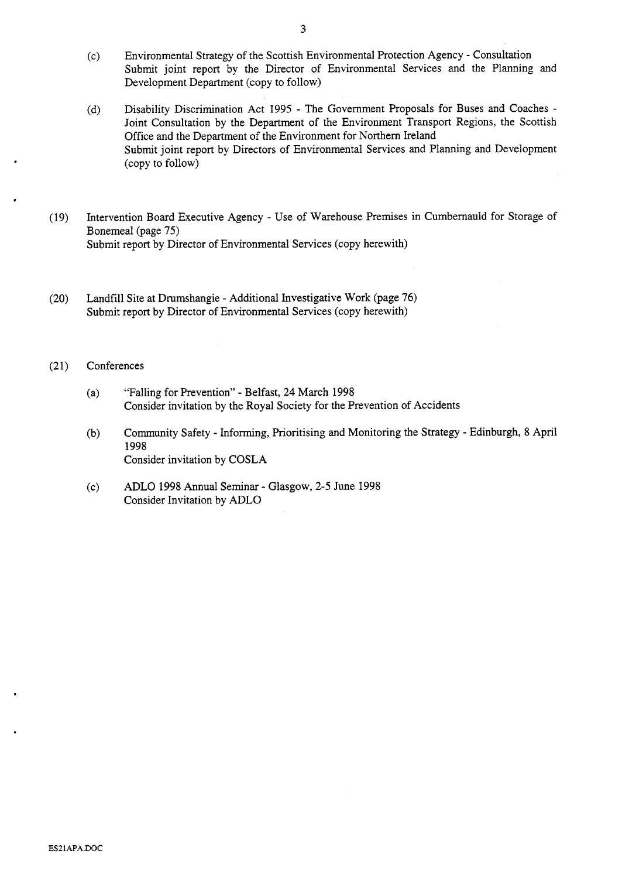(c) Environmental Strategy of the Scottish Environmental Protection Agency - Consultation
Submit joint report by the Director of Environmental Services and the Planning and Development Department (copy to follow)

(d) Disability Discrimination Act 1995 - The Government Proposals for Buses and Coaches - Joint Consultation by the Department of the Environment Transport Regions, the Scottish Office and the Department of the Environment for Northern Ireland
Submit joint report by Directors of Environmental Services and Planning and Development (copy to follow)

(19) Intervention Board Executive Agency - Use of Warehouse Premises in Cumbernauld for Storage of Bonemeal (page 75)
Submit report by Director of Environmental Services (copy herewith)

(20) Landfill Site at Drumshangie - Additional Investigative Work (page 76)
Submit report by Director of Environmental Services (copy herewith)

(21) Conferences

(a) "Falling for Prevention" - Belfast, 24 March 1998
Consider invitation by the Royal Society for the Prevention of Accidents

(b) Community Safety - Informing, Prioritising and Monitoring the Strategy - Edinburgh, 8 April 1998
Consider invitation by COSLA

(c) ADLO 1998 Annual Seminar - Glasgow, 2-5 June 1998
Consider Invitation by ADLO

ES21APA.DOC